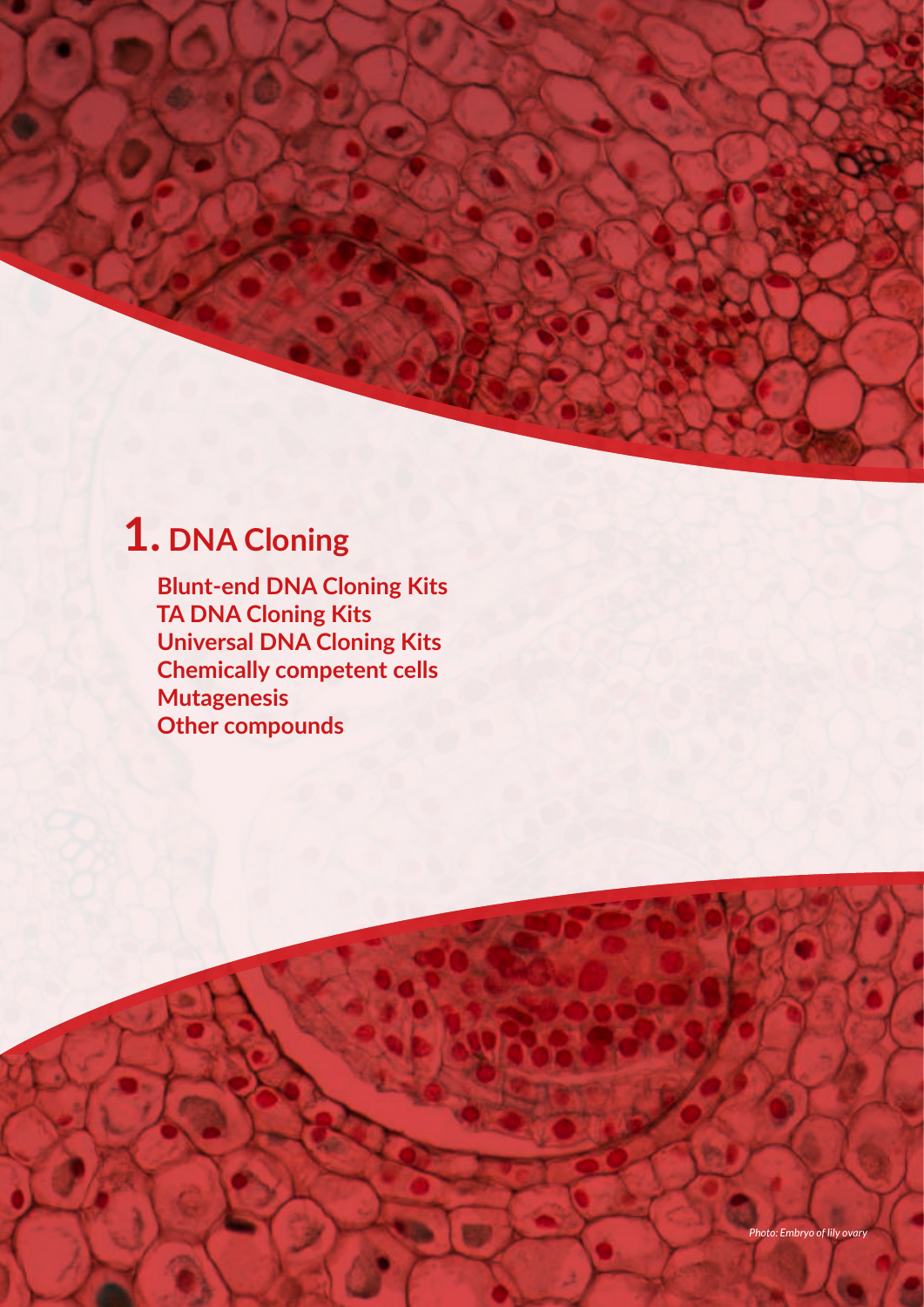# 1. DNA Cloning

**Blunt-end DNA Cloning Kits**
**TA DNA Cloning Kits**
**Universal DNA Cloning Kits**
**Chemically competent cells**
**Mutagenesis**
**Other compounds**

*Photo: Embryo of lily ovary*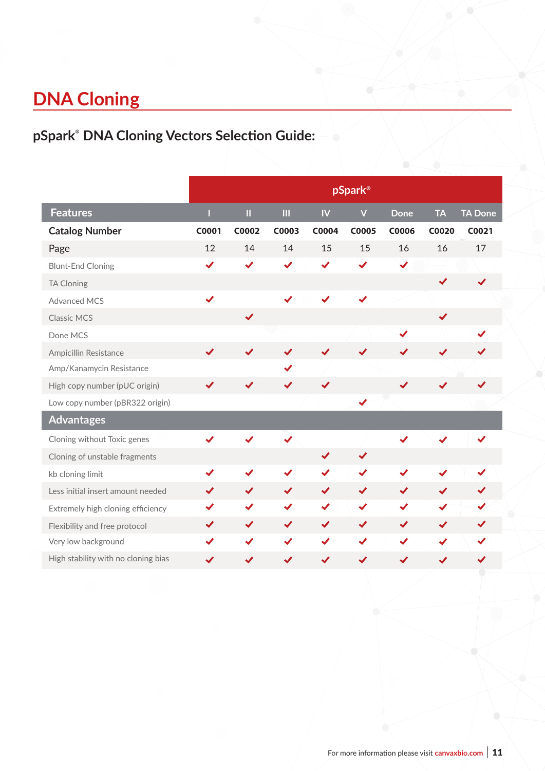# DNA Cloning

## pSpark® DNA Cloning Vectors Selection Guide:

| | pSpark® | | | | | | | |
|---|---|---|---|---|---|---|---|---|
| **Features** | I | II | III | IV | V | Done | TA | TA Done |
| **Catalog Number** | C0001 | C0002 | C0003 | C0004 | C0005 | C0006 | C0020 | C0021 |
| **Page** | 12 | 14 | 14 | 15 | 15 | 16 | 16 | 17 |
| Blunt-End Cloning | ✔ | ✔ | ✔ | ✔ | ✔ | ✔ | | |
| TA Cloning | | | | | | | ✔ | ✔ |
| Advanced MCS | ✔ | | ✔ | ✔ | ✔ | | | |
| Classic MCS | | ✔ | | | | | ✔ | |
| Done MCS | | | | | | ✔ | | ✔ |
| Ampicillin Resistance | ✔ | ✔ | ✔ | ✔ | ✔ | ✔ | ✔ | ✔ |
| Amp/Kanamycin Resistance | | | ✔ | | | | | |
| High copy number (pUC origin) | ✔ | ✔ | ✔ | ✔ | | ✔ | ✔ | ✔ |
| Low copy number (pBR322 origin) | | | | | ✔ | | | |
| **Advantages** | | | | | | | | |
| Cloning without Toxic genes | ✔ | ✔ | ✔ | | | ✔ | ✔ | ✔ |
| Cloning of unstable fragments | | | | ✔ | ✔ | | | |
| kb cloning limit | ✔ | ✔ | ✔ | ✔ | ✔ | ✔ | ✔ | ✔ |
| Less initial insert amount needed | ✔ | ✔ | ✔ | ✔ | ✔ | ✔ | ✔ | ✔ |
| Extremely high cloning efficiency | ✔ | ✔ | ✔ | ✔ | ✔ | ✔ | ✔ | ✔ |
| Flexibility and free protocol | ✔ | ✔ | ✔ | ✔ | ✔ | ✔ | ✔ | ✔ |
| Very low background | ✔ | ✔ | ✔ | ✔ | ✔ | ✔ | ✔ | ✔ |
| High stability with no cloning bias | ✔ | ✔ | ✔ | ✔ | ✔ | ✔ | ✔ | ✔ |

For more information please visit canvaxbio.com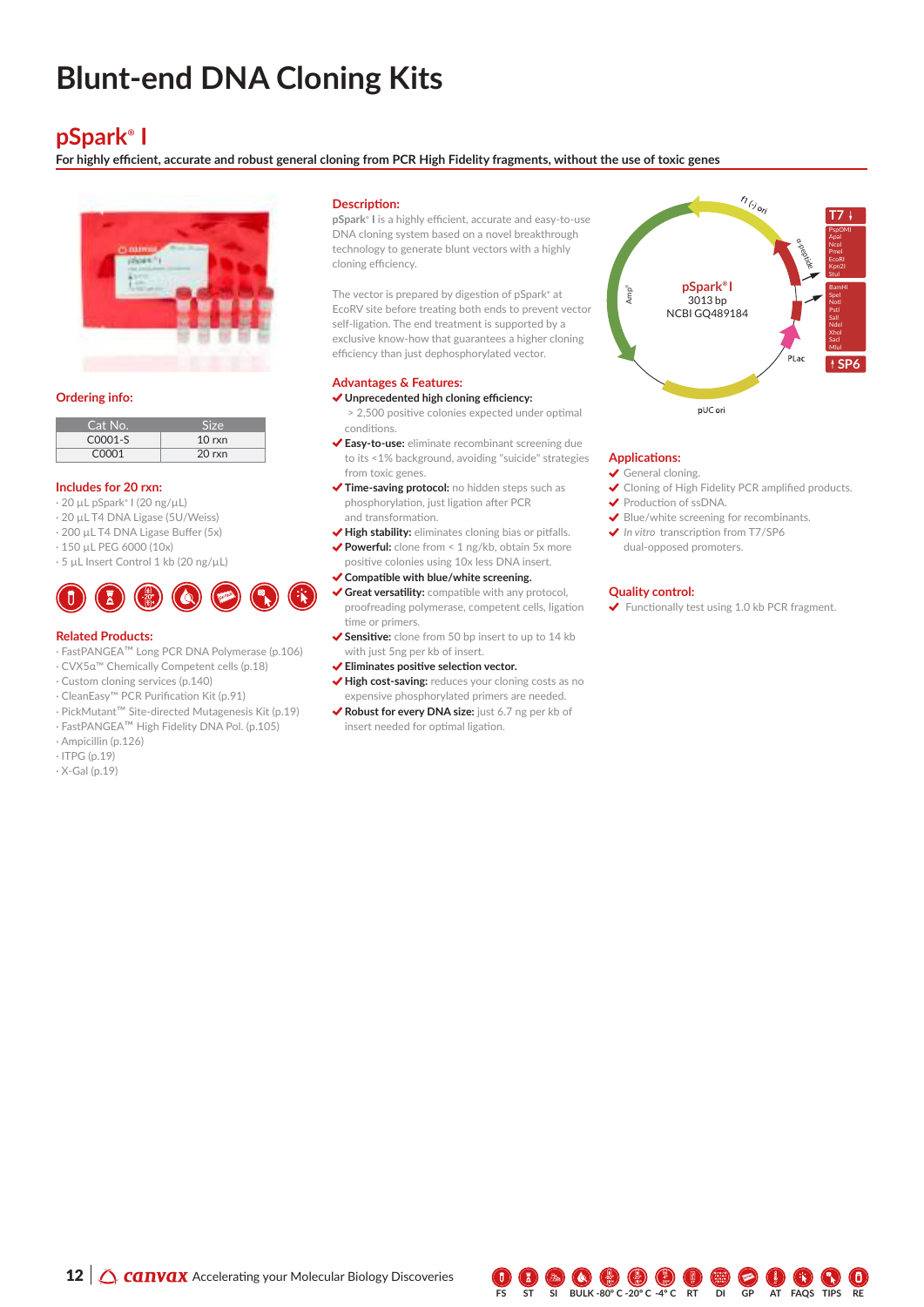# Blunt-end DNA Cloning Kits

## pSpark® I

**For highly efficient, accurate and robust general cloning from PCR High Fidelity fragments, without the use of toxic genes**

### Ordering info:

| Cat No. | Size |
|---|---|
| C0001-S | 10 rxn |
| C0001 | 20 rxn |

### Includes for 20 rxn:

- 20 µL pSpark® I (20 ng/µL)
- 20 µL T4 DNA Ligase (5U/Weiss)
- 200 µL T4 DNA Ligase Buffer (5x)
- 150 µL PEG 6000 (10x)
- 5 µL Insert Control 1 kb (20 ng/µL)

### Related Products:

- FastPANGEA™ Long PCR DNA Polymerase (p.106)
- CVX5α™ Chemically Competent cells (p.18)
- Custom cloning services (p.140)
- CleanEasy™ PCR Purification Kit (p.91)
- PickMutant™ Site-directed Mutagenesis Kit (p.19)
- FastPANGEA™ High Fidelity DNA Pol. (p.105)
- Ampicillin (p.126)
- ITPG (p.19)
- X-Gal (p.19)

### Description:

pSpark® I is a highly efficient, accurate and easy-to-use DNA cloning system based on a novel breakthrough technology to generate blunt vectors with a highly cloning efficiency.

The vector is prepared by digestion of pSpark® at EcoRV site before treating both ends to prevent vector self-ligation. The end treatment is supported by a exclusive know-how that guarantees a higher cloning efficiency than just dephosphorylated vector.

### Advantages & Features:

- ✔ **Unprecedented high cloning efficiency:**
  > 2,500 positive colonies expected under optimal conditions.
- ✔ **Easy-to-use:** eliminate recombinant screening due to its <1% background, avoiding "suicide" strategies from toxic genes.
- ✔ **Time-saving protocol:** no hidden steps such as phosphorylation, just ligation after PCR and transformation.
- ✔ **High stability:** eliminates cloning bias or pitfalls.
- ✔ **Powerful:** clone from < 1 ng/kb, obtain 5x more positive colonies using 10x less DNA insert.
- ✔ **Compatible with blue/white screening.**
- ✔ **Great versatility:** compatible with any protocol, proofreading polymerase, competent cells, ligation time or primers.
- ✔ **Sensitive:** clone from 50 bp insert to up to 14 kb with just 5ng per kb of insert.
- ✔ **Eliminates positive selection vector.**
- ✔ **High cost-saving:** reduces your cloning costs as no expensive phosphorylated primers are needed.
- ✔ **Robust for every DNA size:** just 6.7 ng per kb of insert needed for optimal ligation.

pSpark® I
3013 bp
NCBI GQ489184

f1 (-) ori · α-peptide · T7 · PspOMI, ApaI, NcoI, PmeI, EcoRI, Kpn2I, StuI · BamHI, SpeI, NotI, PstI, SalI, NdeI, XhoI, SacI, MluI · SP6 · PLac · pUC ori · $Amp^r$

### Applications:

- ✔ General cloning.
- ✔ Cloning of High Fidelity PCR amplified products.
- ✔ Production of ssDNA.
- ✔ Blue/white screening for recombinants.
- ✔ *In vitro* transcription from T7/SP6 dual-opposed promoters.

### Quality control:

- ✔ Functionally test using 1.0 kb PCR fragment.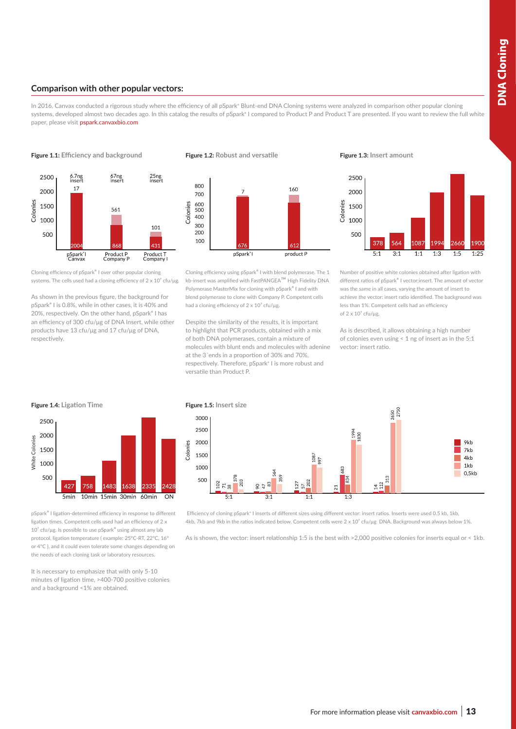## Comparison with other popular vectors:

In 2016, Canvax conducted a rigorous study where the efficiency of all pSpark® Blunt-end DNA Cloning systems were analyzed in comparison other popular cloning systems, developed almost two decades ago. In this catalog the results of pSpark® I compared to Product P and Product T are presented. If you want to review the full white paper, please visit pspark.canvaxbio.com

**Figure 1.1:** Efficiency and background

Cloning efficiency of pSpark® I over other popular cloning systems. The cells used had a cloning efficiency of $2 \times 10^7$ cfu/µg.

As shown in the previous figure, the background for pSpark® I is 0.8%, while in other cases, it is 40% and 20%, respectively. On the other hand, pSpark® I has an efficiency of 300 cfu/µg of DNA Insert, while other products have 13 cfu/µg and 17 cfu/µg of DNA, respectively.

**Figure 1.2:** Robust and versatile

Cloning efficiency using pSpark® I with blend polymerase. The 1 kb-insert was amplified with FastPANGEA™ High Fidelity DNA Polymerase MasterMix for cloning with pSpark® I and with blend polymerase to clone with Company P. Competent cells had a cloning efficiency of $2 \times 10^7$ cfu/µg.

Despite the similarity of the results, it is important to highlight that PCR products, obtained with a mix of both DNA polymerases, contain a mixture of molecules with blunt ends and molecules with adenine at the 3´ends in a proportion of 30% and 70%, respectively. Therefore, pSpark® I is more robust and versatile than Product P.

**Figure 1.3:** Insert amount

Number of positive white colonies obtained after ligation with different ratios of pSpark® I vector:insert. The amount of vector was the same in all cases, varying the amount of insert to achieve the vector: insert ratio identified. The background was less than 1%. Competent cells had an efficiency of $2 \times 10^7$ cfu/µg.

As is described, it allows obtaining a high number of colonies even using < 1 ng of insert as in the 5:1 vector: insert ratio.

**Figure 1.4:** Ligation Time

pSpark® I ligation-determined efficiency in response to different ligation times. Competent cells used had an efficiency of $2 \times 10^7$ cfu/µg. Is possible to use pSpark® using almost any lab protocol, ligation temperature ( example: 25°C-RT, 22°C, 16° or 4°C ), and it could even tolerate some changes depending on the needs of each cloning task or laboratory resources.

It is necessary to emphasize that with only 5-10 minutes of ligation time, >400-700 positive colonies and a background <1% are obtained.

**Figure 1.5:** Insert size

Efficiency of cloning pSpark® I inserts of different sizes using different vector: insert ratios. Inserts were used 0.5 kb, 1kb, 4kb, 7kb and 9kb in the ratios indicated below. Competent cells were $2 \times 10^7$ cfu/µg DNA. Background was always below 1%.

As is shown, the vector: insert relationship 1:5 is the best with >2,000 positive colonies for inserts equal or < 1kb.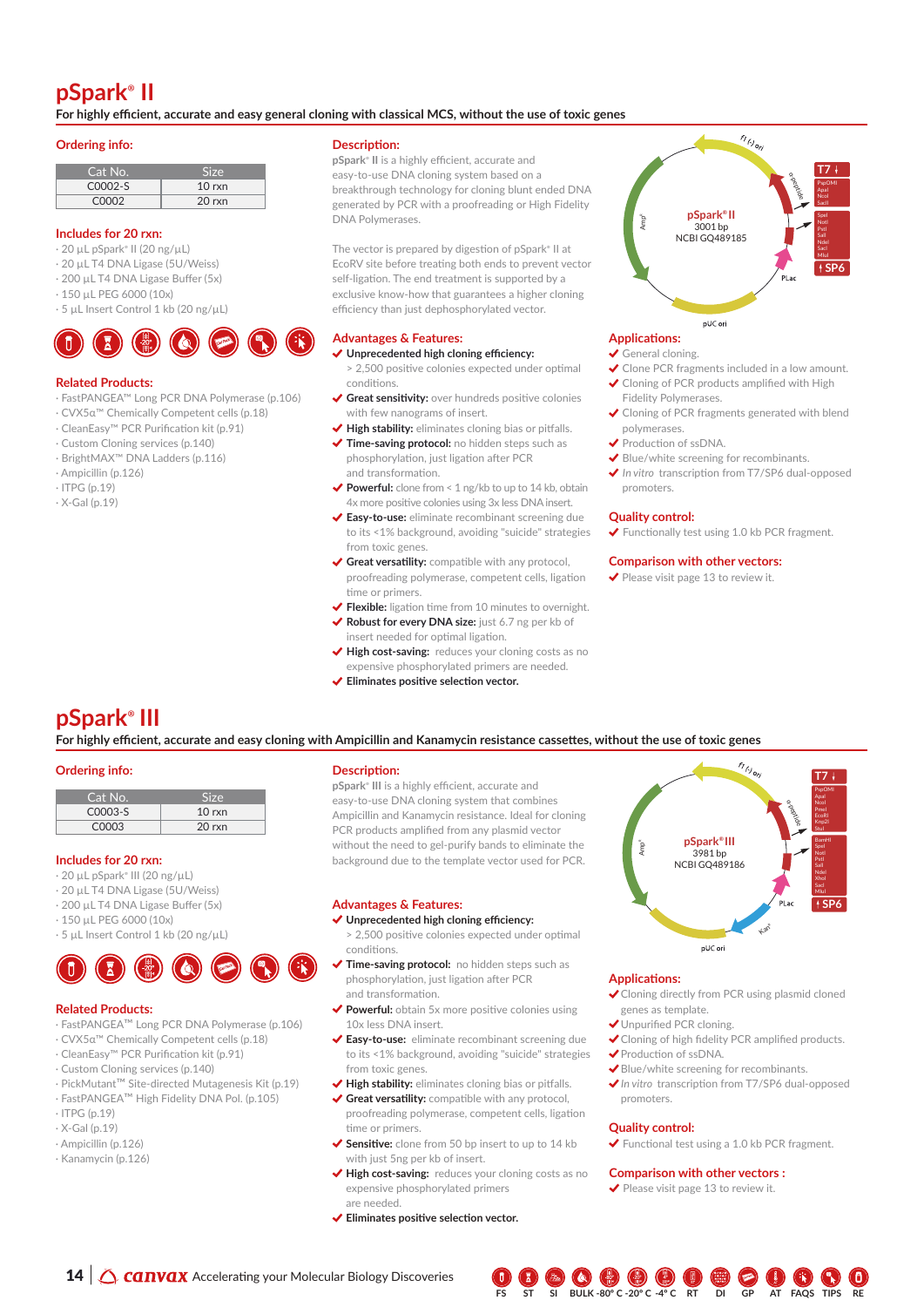# pSpark® II

**For highly efficient, accurate and easy general cloning with classical MCS, without the use of toxic genes**

## Ordering info:

| Cat No. | Size |
|---|---|
| C0002-S | 10 rxn |
| C0002 | 20 rxn |

## Includes for 20 rxn:

- 20 µL pSpark® II (20 ng/µL)
- 20 µL T4 DNA Ligase (5U/Weiss)
- 200 µL T4 DNA Ligase Buffer (5x)
- 150 µL PEG 6000 (10x)
- 5 µL Insert Control 1 kb (20 ng/µL)

## Related Products:

- FastPANGEA™ Long PCR DNA Polymerase (p.106)
- CVX5α™ Chemically Competent cells (p.18)
- CleanEasy™ PCR Purification kit (p.91)
- Custom Cloning services (p.140)
- BrightMAX™ DNA Ladders (p.116)
- Ampicillin (p.126)
- ITPG (p.19)
- X-Gal (p.19)

## Description:

**pSpark® II** is a highly efficient, accurate and easy-to-use DNA cloning system based on a breakthrough technology for cloning blunt ended DNA generated by PCR with a proofreading or High Fidelity DNA Polymerases.

The vector is prepared by digestion of pSpark® II at EcoRV site before treating both ends to prevent vector self-ligation. The end treatment is supported by a exclusive know-how that guarantees a higher cloning efficiency than just dephosphorylated vector.

## Advantages & Features:

- ✔ **Unprecedented high cloning efficiency:** > 2,500 positive colonies expected under optimal conditions.
- ✔ **Great sensitivity:** over hundreds positive colonies with few nanograms of insert.
- ✔ **High stability:** eliminates cloning bias or pitfalls.
- ✔ **Time-saving protocol:** no hidden steps such as phosphorylation, just ligation after PCR and transformation.
- ✔ **Powerful:** clone from < 1 ng/kb to up to 14 kb, obtain 4x more positive colonies using 3x less DNA insert.
- ✔ **Easy-to-use:** eliminate recombinant screening due to its <1% background, avoiding "suicide" strategies from toxic genes.
- ✔ **Great versatility:** compatible with any protocol, proofreading polymerase, competent cells, ligation time or primers.
- ✔ **Flexible:** ligation time from 10 minutes to overnight.
- ✔ **Robust for every DNA size:** just 6.7 ng per kb of insert needed for optimal ligation.
- ✔ **High cost-saving:** reduces your cloning costs as no expensive phosphorylated primers are needed.
- ✔ **Eliminates positive selection vector.**

pSpark® II 3001 bp NCBI GQ489185

## Applications:

- ✔ General cloning.
- ✔ Clone PCR fragments included in a low amount.
- ✔ Cloning of PCR products amplified with High Fidelity Polymerases.
- ✔ Cloning of PCR fragments generated with blend polymerases.
- ✔ Production of ssDNA.
- ✔ Blue/white screening for recombinants.
- ✔ *In vitro* transcription from T7/SP6 dual-opposed promoters.

## Quality control:

- ✔ Functionally test using 1.0 kb PCR fragment.

## Comparison with other vectors:

- ✔ Please visit page 13 to review it.

# pSpark® III

**For highly efficient, accurate and easy cloning with Ampicillin and Kanamycin resistance cassettes, without the use of toxic genes**

## Ordering info:

| Cat No. | Size |
|---|---|
| C0003-S | 10 rxn |
| C0003 | 20 rxn |

## Includes for 20 rxn:

- 20 µL pSpark® III (20 ng/µL)
- 20 µL T4 DNA Ligase (5U/Weiss)
- 200 µL T4 DNA Ligase Buffer (5x)
- 150 µL PEG 6000 (10x)
- 5 µL Insert Control 1 kb (20 ng/µL)

## Related Products:

- FastPANGEA™ Long PCR DNA Polymerase (p.106)
- CVX5α™ Chemically Competent cells (p.18)
- CleanEasy™ PCR Purification kit (p.91)
- Custom Cloning services (p.140)
- PickMutant™ Site-directed Mutagenesis Kit (p.19)
- FastPANGEA™ High Fidelity DNA Pol. (p.105)
- ITPG (p.19)
- X-Gal (p.19)
- Ampicillin (p.126)
- Kanamycin (p.126)

## Description:

**pSpark® III** is a highly efficient, accurate and easy-to-use DNA cloning system that combines Ampicillin and Kanamycin resistance. Ideal for cloning PCR products amplified from any plasmid vector without the need to gel-purify bands to eliminate the background due to the template vector used for PCR.

## Advantages & Features:

- ✔ **Unprecedented high cloning efficiency:** > 2,500 positive colonies expected under optimal conditions.
- ✔ **Time-saving protocol:** no hidden steps such as phosphorylation, just ligation after PCR and transformation.
- ✔ **Powerful:** obtain 5x more positive colonies using 10x less DNA insert.
- ✔ **Easy-to-use:** eliminate recombinant screening due to its <1% background, avoiding "suicide" strategies from toxic genes.
- ✔ **High stability:** eliminates cloning bias or pitfalls.
- ✔ **Great versatility:** compatible with any protocol, proofreading polymerase, competent cells, ligation time or primers.
- ✔ **Sensitive:** clone from 50 bp insert to up to 14 kb with just 5ng per kb of insert.
- ✔ **High cost-saving:** reduces your cloning costs as no expensive phosphorylated primers are needed.
- ✔ **Eliminates positive selection vector.**

pSpark® III 3981 bp NCBI GQ489186

## Applications:

- ✔ Cloning directly from PCR using plasmid cloned genes as template.
- ✔ Unpurified PCR cloning.
- ✔ Cloning of high fidelity PCR amplified products.
- ✔ Production of ssDNA.
- ✔ Blue/white screening for recombinants.
- ✔ *In vitro* transcription from T7/SP6 dual-opposed promoters.

## Quality control:

- ✔ Functional test using a 1.0 kb PCR fragment.

## Comparison with other vectors :

- ✔ Please visit page 13 to review it.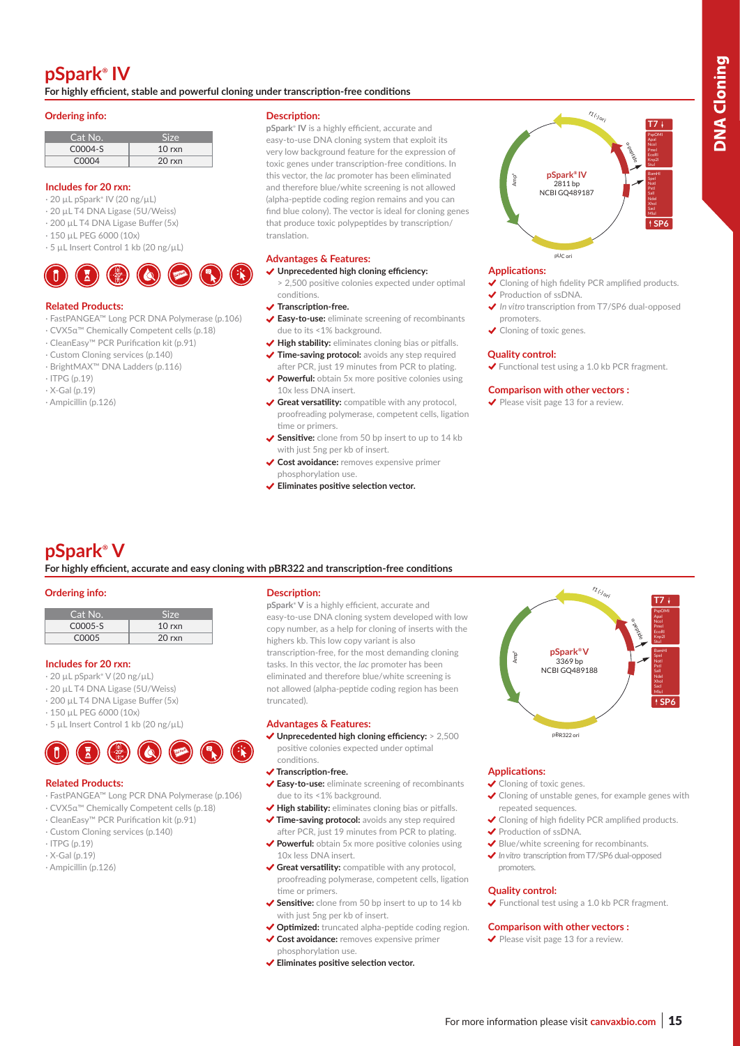# pSpark® IV

**For highly efficient, stable and powerful cloning under transcription-free conditions**

### Ordering info:

| Cat No. | Size |
|---|---|
| C0004-S | 10 rxn |
| C0004 | 20 rxn |

### Includes for 20 rxn:

- 20 µL pSpark® IV (20 ng/µL)
- 20 µL T4 DNA Ligase (5U/Weiss)
- 200 µL T4 DNA Ligase Buffer (5x)
- 150 µL PEG 6000 (10x)
- 5 µL Insert Control 1 kb (20 ng/µL)

### Related Products:

- FastPANGEA™ Long PCR DNA Polymerase (p.106)
- CVX5α™ Chemically Competent cells (p.18)
- CleanEasy™ PCR Purification kit (p.91)
- Custom Cloning services (p.140)
- BrightMAX™ DNA Ladders (p.116)
- ITPG (p.19)
- X-Gal (p.19)
- Ampicillin (p.126)

### Description:

**pSpark® IV** is a highly efficient, accurate and easy-to-use DNA cloning system that exploit its very low background feature for the expression of toxic genes under transcription-free conditions. In this vector, the *lac* promoter has been eliminated and therefore blue/white screening is not allowed (alpha-peptide coding region remains and you can find blue colony). The vector is ideal for cloning genes that produce toxic polypeptides by transcription/translation.

### Advantages & Features:

- ✔ **Unprecedented high cloning efficiency:** > 2,500 positive colonies expected under optimal conditions.
- ✔ **Transcription-free.**
- ✔ **Easy-to-use:** eliminate screening of recombinants due to its <1% background.
- ✔ **High stability:** eliminates cloning bias or pitfalls.
- ✔ **Time-saving protocol:** avoids any step required after PCR, just 19 minutes from PCR to plating.
- ✔ **Powerful:** obtain 5x more positive colonies using 10x less DNA insert.
- ✔ **Great versatility:** compatible with any protocol, proofreading polymerase, competent cells, ligation time or primers.
- ✔ **Sensitive:** clone from 50 bp insert to up to 14 kb with just 5ng per kb of insert.
- ✔ **Cost avoidance:** removes expensive primer phosphorylation use.
- ✔ **Eliminates positive selection vector.**

pSpark® IV 2811 bp NCBI GQ489187 (f1(-) ori, T7, α-peptide, PspOMI, ApaI, NcoI, PmeI, EcoRI, Kpn2I, StuI, BamHI, SpeI, NotI, PstI, SalI, NdeI, XhoI, SacI, MluI, SP6, pUC ori, Amp$^r$)

### Applications:

- ✔ Cloning of high fidelity PCR amplified products.
- ✔ Production of ssDNA.
- ✔ *In vitro* transcription from T7/SP6 dual-opposed promoters.
- ✔ Cloning of toxic genes.

### Quality control:

- ✔ Functional test using a 1.0 kb PCR fragment.

### Comparison with other vectors :

- ✔ Please visit page 13 for a review.

# pSpark® V

**For highly efficient, accurate and easy cloning with pBR322 and transcription-free conditions**

### Ordering info:

| Cat No. | Size |
|---|---|
| C0005-S | 10 rxn |
| C0005 | 20 rxn |

### Includes for 20 rxn:

- 20 µL pSpark® V (20 ng/µL)
- 20 µL T4 DNA Ligase (5U/Weiss)
- 200 µL T4 DNA Ligase Buffer (5x)
- 150 µL PEG 6000 (10x)
- 5 µL Insert Control 1 kb (20 ng/µL)

### Related Products:

- FastPANGEA™ Long PCR DNA Polymerase (p.106)
- CVX5α™ Chemically Competent cells (p.18)
- CleanEasy™ PCR Purification kit (p.91)
- Custom Cloning services (p.140)
- ITPG (p.19)
- X-Gal (p.19)
- Ampicillin (p.126)

### Description:

**pSpark® V** is a highly efficient, accurate and easy-to-use DNA cloning system developed with low copy number, as a help for cloning of inserts with the highers kb. This low copy variant is also transcription-free, for the most demanding cloning tasks. In this vector, the *lac* promoter has been eliminated and therefore blue/white screening is not allowed (alpha-peptide coding region has been truncated).

### Advantages & Features:

- ✔ **Unprecedented high cloning efficiency:** > 2,500 positive colonies expected under optimal conditions.
- ✔ **Transcription-free.**
- ✔ **Easy-to-use:** eliminate screening of recombinants due to its <1% background.
- ✔ **High stability:** eliminates cloning bias or pitfalls.
- ✔ **Time-saving protocol:** avoids any step required after PCR, just 19 minutes from PCR to plating.
- ✔ **Powerful:** obtain 5x more positive colonies using 10x less DNA insert.
- ✔ **Great versatility:** compatible with any protocol, proofreading polymerase, competent cells, ligation time or primers.
- ✔ **Sensitive:** clone from 50 bp insert to up to 14 kb with just 5ng per kb of insert.
- ✔ **Optimized:** truncated alpha-peptide coding region.
- ✔ **Cost avoidance:** removes expensive primer phosphorylation use.
- ✔ **Eliminates positive selection vector.**

pSpark® V 3369 bp NCBI GQ489188 (f1(-) ori, T7, α-peptide, PspOMI, ApaI, NcoI, PmeI, EcoRI, Kpn2I, StuI, BamHI, SpeI, NotI, PstI, SalI, NdeI, XhoI, SacI, MluI, SP6, pBR322 ori, Amp$^r$)

### Applications:

- ✔ Cloning of toxic genes.
- ✔ Cloning of unstable genes, for example genes with repeated sequences.
- ✔ Cloning of high fidelity PCR amplified products.
- ✔ Production of ssDNA.
- ✔ Blue/white screening for recombinants.
- ✔ *In vitro* transcription from T7/SP6 dual-opposed promoters.

### Quality control:

- ✔ Functional test using a 1.0 kb PCR fragment.

### Comparison with other vectors :

- ✔ Please visit page 13 for a review.

For more information please visit **canvaxbio.com**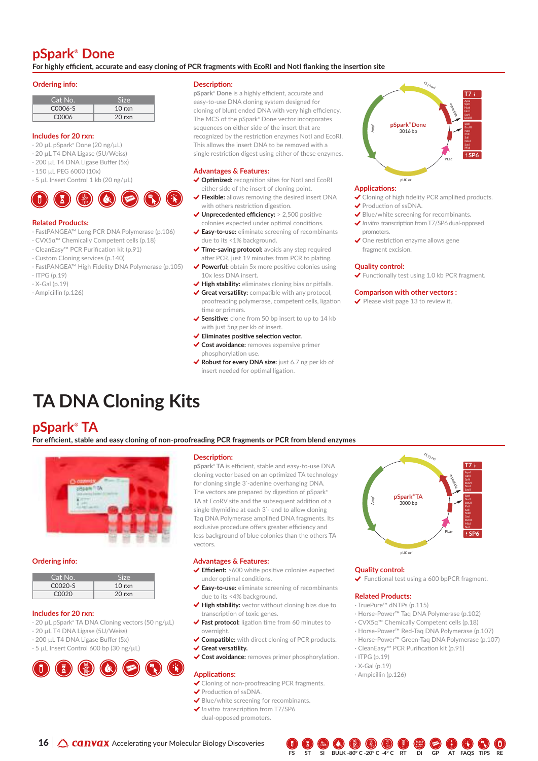# pSpark® Done

**For highly efficient, accurate and easy cloning of PCR fragments with EcoRI and NotI flanking the insertion site**

## Ordering info:

| Cat No. | Size |
|---|---|
| C0006-S | 10 rxn |
| C0006 | 20 rxn |

## Includes for 20 rxn:

- 20 µL pSpark® Done (20 ng/µL)
- 20 µL T4 DNA Ligase (5U/Weiss)
- 200 µL T4 DNA Ligase Buffer (5x)
- 150 µL PEG 6000 (10x)
- 5 µL Insert Control 1 kb (20 ng/µL)

## Related Products:

- FastPANGEA™ Long PCR DNA Polymerase (p.106)
- CVX5α™ Chemically Competent cells (p.18)
- CleanEasy™ PCR Purification kit (p.91)
- Custom Cloning services (p.140)
- FastPANGEA™ High Fidelity DNA Polymerase (p.105)
- ITPG (p.19)
- X-Gal (p.19)
- Ampicillin (p.126)

## Description:

**pSpark® Done** is a highly efficient, accurate and easy-to-use DNA cloning system designed for cloning of blunt ended DNA with very high efficiency. The MCS of the pSpark® Done vector incorporates sequences on either side of the insert that are recognized by the restriction enzymes NotI and EcoRI. This allows the insert DNA to be removed with a single restriction digest using either of these enzymes.

## Advantages & Features:

- **Optimized:** recognition sites for NotI and EcoRI either side of the insert of cloning point.
- **Flexible:** allows removing the desired insert DNA with others restriction digestion.
- **Unprecedented efficiency:** > 2,500 positive colonies expected under optimal conditions.
- **Easy-to-use:** eliminate screening of recombinants due to <1% background.
- **Time-saving protocol:** avoids any step required after PCR, just 19 minutes from PCR to plating.
- **Powerful:** obtain 5x more positive colonies using 10x less DNA insert.
- **High stability:** eliminates cloning bias or pitfalls.
- **Great versatility:** compatible with any protocol, proofreading polymerase, competent cells, ligation time or primers.
- **Sensitive:** clone from 50 bp insert to up to 14 kb with just 5ng per kb of insert.
- **Eliminates positive selection vector.**
- **Cost avoidance:** removes expensive primer phosphorylation use.
- **Robust for every DNA size:** just 6.7 ng per kb of insert needed for optimal ligation.

pSpark® Done 3016 bp

## Applications:

- Cloning of high fidelity PCR amplified products.
- Production of ssDNA.
- Blue/white screening for recombinants.
- *In vitro* transcription from T7/SP6 dual-opposed promoters.
- One restriction enzyme allows gene fragment excision.

## Quality control:

- Functionally test using 1.0 kb PCR fragment.

## Comparison with other vectors :

- Please visit page 13 to review it.

# TA DNA Cloning Kits

# pSpark® TA

**For efficient, stable and easy cloning of non-proofreading PCR fragments or PCR from blend enzymes**

## Ordering info:

| Cat No. | Size |
|---|---|
| C0020-S | 10 rxn |
| C0020 | 20 rxn |

## Includes for 20 rxn:

- 20 µL pSpark® TA DNA Cloning vectors (50 ng/µL)
- 20 µL T4 DNA Ligase (5U/Weiss)
- 200 µL T4 DNA Ligase Buffer (5x)
- 5 µL Insert Control 600 bp (30 ng/µL)

## Description:

**pSpark® TA** is efficient, stable and easy-to-use DNA cloning vector based on an optimized TA technology for cloning single 3´-adenine overhanging DNA. The vectors are prepared by digestion of pSpark® TA at the EcoRV site and the subsequent addition of a single thymidine at each 3´- end to allow cloning Taq DNA Polymerase amplified DNA fragments. Its exclusive procedure offers greater efficiency and less background of blue colonies than the others TA vectors.

## Advantages & Features:

- **Efficient:** >600 white positive colonies expected under optimal conditions.
- **Easy-to-use:** eliminate screening of recombinants due to <4% background.
- **High stability:** vector without cloning bias due to transcription of toxic genes.
- **Fast protocol:** ligation time from 60 minutes to overnight.
- **Compatible:** with direct cloning of PCR products.
- **Great versatility.**
- **Cost avoidance:** removes primer phosphorylation.

## Applications:

- Cloning of non-proofreading PCR fragments.
- Production of ssDNA.
- Blue/white screening for recombinants.
- *In vitro* transcription from T7/SP6 dual-opposed promoters.

pSpark® TA 3000 bp

## Quality control:

- Functional test using a 600 bpPCR fragment.

## Related Products:

- TruePure™ dNTPs (p.115)
- Horse-Power™ Taq DNA Polymerase (p.102)
- CVX5α™ Chemically Competent cells (p.18)
- Horse-Power™ Red-Taq DNA Polymerase (p.107)
- Horse-Power™ Green-Taq DNA Polymerase (p.107)
- CleanEasy™ PCR Purification kit (p.91)
- ITPG (p.19)
- X-Gal (p.19)
- Ampicillin (p.126)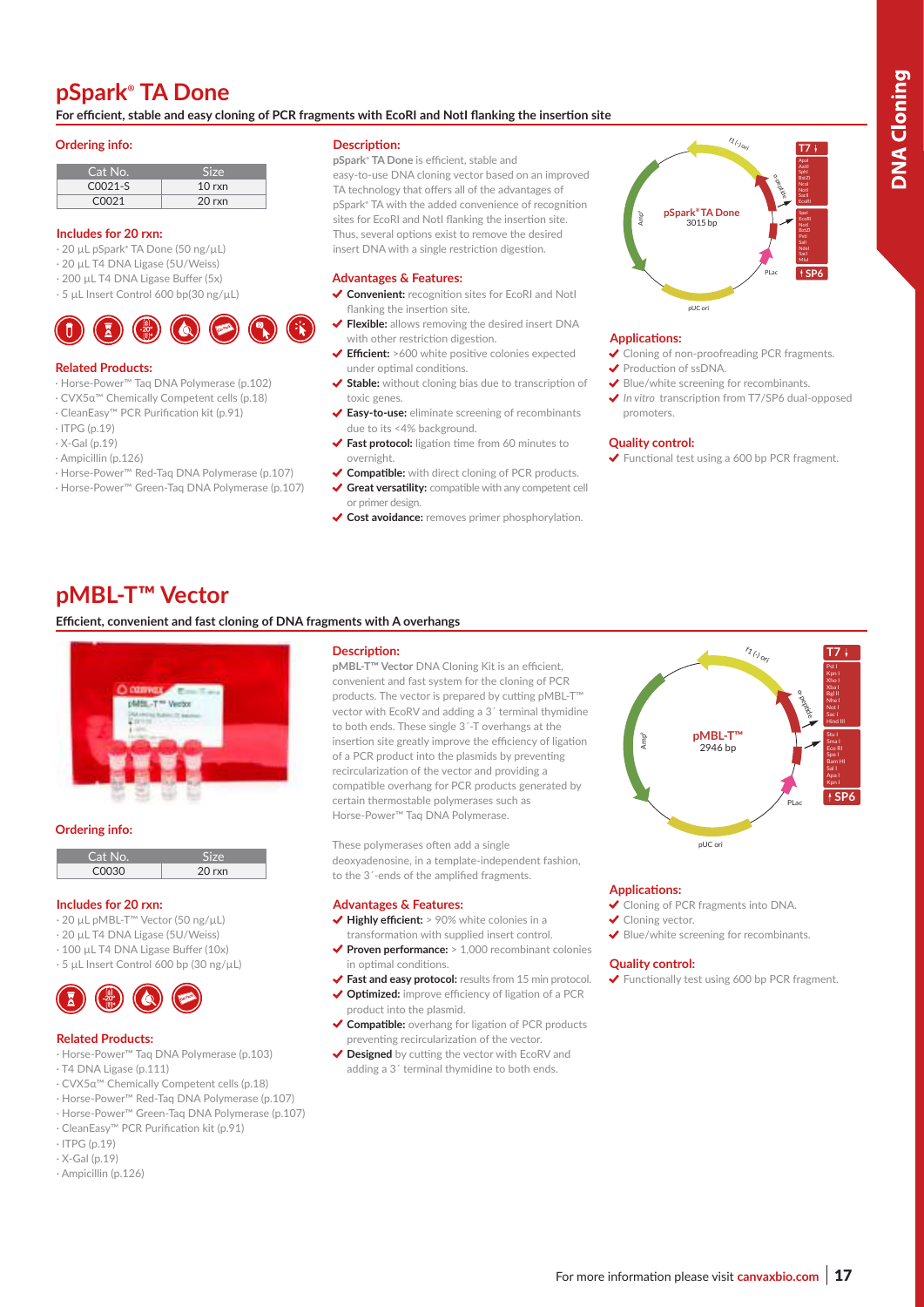# pSpark® TA Done

**For efficient, stable and easy cloning of PCR fragments with EcoRI and NotI flanking the insertion site**

### Ordering info:

| Cat No. | Size |
| --- | --- |
| C0021-S | 10 rxn |
| C0021 | 20 rxn |

### Includes for 20 rxn:

- 20 µL pSpark® TA Done (50 ng/µL)
- 20 µL T4 DNA Ligase (5U/Weiss)
- 200 µL T4 DNA Ligase Buffer (5x)
- 5 µL Insert Control 600 bp(30 ng/µL)

### Related Products:

- Horse-Power™ Taq DNA Polymerase (p.102)
- CVX5α™ Chemically Competent cells (p.18)
- CleanEasy™ PCR Purification kit (p.91)
- ITPG (p.19)
- X-Gal (p.19)
- Ampicillin (p.126)
- Horse-Power™ Red-Taq DNA Polymerase (p.107)
- Horse-Power™ Green-Taq DNA Polymerase (p.107)

### Description:

**pSpark® TA Done** is efficient, stable and easy-to-use DNA cloning vector based on an improved TA technology that offers all of the advantages of pSpark® TA with the added convenience of recognition sites for EcoRI and NotI flanking the insertion site. Thus, several options exist to remove the desired insert DNA with a single restriction digestion.

### Advantages & Features:

- **Convenient:** recognition sites for EcoRI and NotI flanking the insertion site.
- **Flexible:** allows removing the desired insert DNA with other restriction digestion.
- **Efficient:** >600 white positive colonies expected under optimal conditions.
- **Stable:** without cloning bias due to transcription of toxic genes.
- **Easy-to-use:** eliminate screening of recombinants due to its <4% background.
- **Fast protocol:** ligation time from 60 minutes to overnight.
- **Compatible:** with direct cloning of PCR products.
- **Great versatility:** compatible with any competent cell or primer design.
- **Cost avoidance:** removes primer phosphorylation.

pSpark® TA Done 3015 bp

### Applications:

- Cloning of non-proofreading PCR fragments.
- Production of ssDNA.
- Blue/white screening for recombinants.
- *In vitro* transcription from T7/SP6 dual-opposed promoters.

### Quality control:

- Functional test using a 600 bp PCR fragment.

# pMBL-T™ Vector

**Efficient, convenient and fast cloning of DNA fragments with A overhangs**

### Ordering info:

| Cat No. | Size |
| --- | --- |
| C0030 | 20 rxn |

### Includes for 20 rxn:

- 20 µL pMBL-T™ Vector (50 ng/µL)
- 20 µL T4 DNA Ligase (5U/Weiss)
- 100 µL T4 DNA Ligase Buffer (10x)
- 5 µL Insert Control 600 bp (30 ng/µL)

### Related Products:

- Horse-Power™ Taq DNA Polymerase (p.103)
- T4 DNA Ligase (p.111)
- CVX5α™ Chemically Competent cells (p.18)
- Horse-Power™ Red-Taq DNA Polymerase (p.107)
- Horse-Power™ Green-Taq DNA Polymerase (p.107)
- CleanEasy™ PCR Purification kit (p.91)
- ITPG (p.19)
- X-Gal (p.19)
- Ampicillin (p.126)

### Description:

**pMBL-T™ Vector** DNA Cloning Kit is an efficient, convenient and fast system for the cloning of PCR products. The vector is prepared by cutting pMBL-T™ vector with EcoRV and adding a 3´ terminal thymidine to both ends. These single 3´-T overhangs at the insertion site greatly improve the efficiency of ligation of a PCR product into the plasmids by preventing recircularization of the vector and providing a compatible overhang for PCR products generated by certain thermostable polymerases such as Horse-Power™ Taq DNA Polymerase.

These polymerases often add a single deoxyadenosine, in a template-independent fashion, to the 3´-ends of the amplified fragments.

### Advantages & Features:

- **Highly efficient:** > 90% white colonies in a transformation with supplied insert control.
- **Proven performance:** > 1,000 recombinant colonies in optimal conditions.
- **Fast and easy protocol:** results from 15 min protocol.
- **Optimized:** improve efficiency of ligation of a PCR product into the plasmid.
- **Compatible:** overhang for ligation of PCR products preventing recircularization of the vector.
- **Designed** by cutting the vector with EcoRV and adding a 3´ terminal thymidine to both ends.

pMBL-T™ 2946 bp

### Applications:

- Cloning of PCR fragments into DNA.
- Cloning vector.
- Blue/white screening for recombinants.

### Quality control:

- Functionally test using 600 bp PCR fragment.

For more information please visit **canvaxbio.com**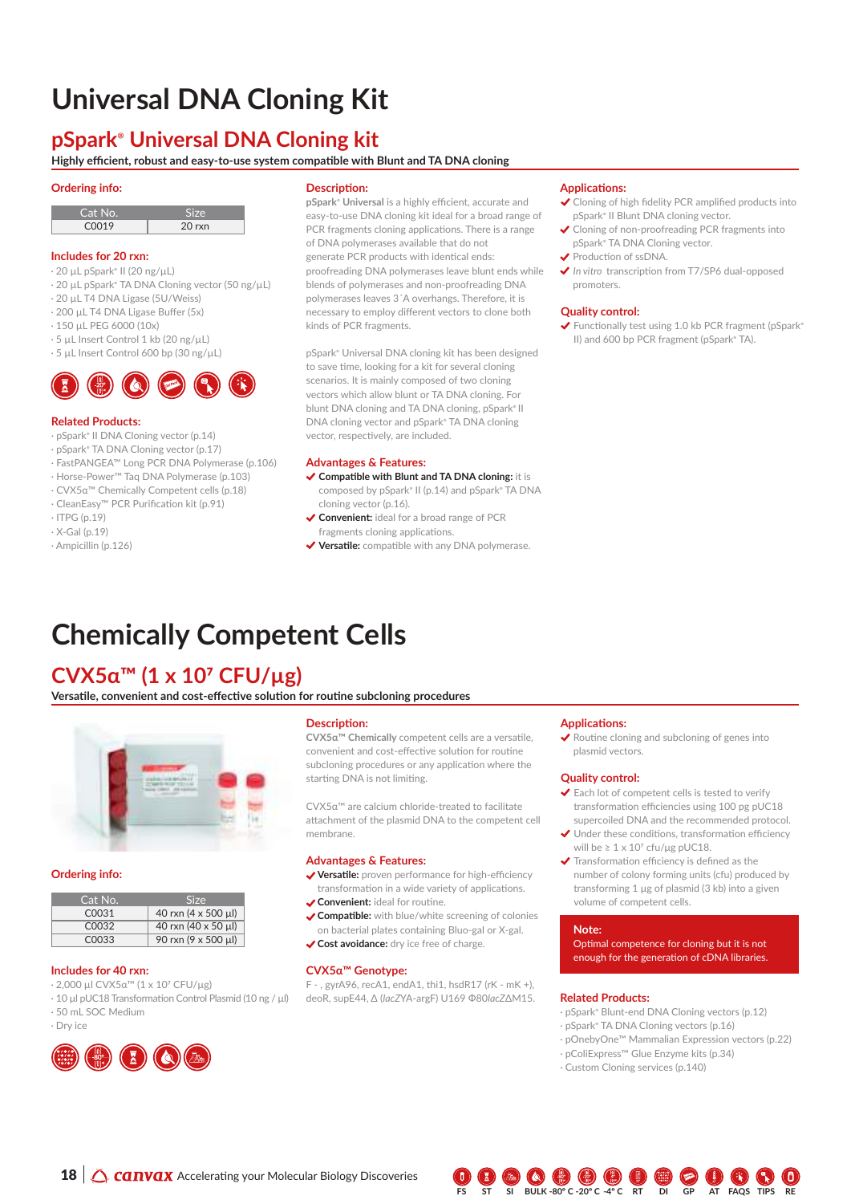# Universal DNA Cloning Kit

## pSpark® Universal DNA Cloning kit

**Highly efficient, robust and easy-to-use system compatible with Blunt and TA DNA cloning**

### Ordering info:

| Cat No. | Size |
|---|---|
| C0019 | 20 rxn |

### Includes for 20 rxn:

- 20 µL pSpark® II (20 ng/µL)
- 20 µL pSpark® TA DNA Cloning vector (50 ng/µL)
- 20 µL T4 DNA Ligase (5U/Weiss)
- 200 µL T4 DNA Ligase Buffer (5x)
- 150 µL PEG 6000 (10x)
- 5 µL Insert Control 1 kb (20 ng/µL)
- 5 µL Insert Control 600 bp (30 ng/µL)

### Related Products:

- pSpark® II DNA Cloning vector (p.14)
- pSpark® TA DNA Cloning vector (p.17)
- FastPANGEA™ Long PCR DNA Polymerase (p.106)
- Horse-Power™ Taq DNA Polymerase (p.103)
- CVX5α™ Chemically Competent cells (p.18)
- CleanEasy™ PCR Purification kit (p.91)
- ITPG (p.19)
- X-Gal (p.19)
- Ampicillin (p.126)

### Description:

**pSpark® Universal** is a highly efficient, accurate and easy-to-use DNA cloning kit ideal for a broad range of PCR fragments cloning applications. There is a range of DNA polymerases available that do not generate PCR products with identical ends: proofreading DNA polymerases leave blunt ends while blends of polymerases and non-proofreading DNA polymerases leaves 3´A overhangs. Therefore, it is necessary to employ different vectors to clone both kinds of PCR fragments.

pSpark® Universal DNA cloning kit has been designed to save time, looking for a kit for several cloning scenarios. It is mainly composed of two cloning vectors which allow blunt or TA DNA cloning. For blunt DNA cloning and TA DNA cloning, pSpark® II DNA cloning vector and pSpark® TA DNA cloning vector, respectively, are included.

### Advantages & Features:

- ✔ **Compatible with Blunt and TA DNA cloning:** it is composed by pSpark® II (p.14) and pSpark® TA DNA cloning vector (p.16).
- ✔ **Convenient:** ideal for a broad range of PCR fragments cloning applications.
- ✔ **Versatile:** compatible with any DNA polymerase.

### Applications:

- ✔ Cloning of high fidelity PCR amplified products into pSpark® II Blunt DNA cloning vector.
- ✔ Cloning of non-proofreading PCR fragments into pSpark® TA DNA Cloning vector.
- ✔ Production of ssDNA.
- ✔ *In vitro* transcription from T7/SP6 dual-opposed promoters.

### Quality control:

- ✔ Functionally test using 1.0 kb PCR fragment (pSpark® II) and 600 bp PCR fragment (pSpark® TA).

# Chemically Competent Cells

## CVX5α™ (1 x 10⁷ CFU/µg)

**Versatile, convenient and cost-effective solution for routine subcloning procedures**

### Ordering info:

| Cat No. | Size |
|---|---|
| C0031 | 40 rxn (4 x 500 µl) |
| C0032 | 40 rxn (40 x 50 µl) |
| C0033 | 90 rxn (9 x 500 µl) |

### Includes for 40 rxn:

- 2,000 µl CVX5α™ (1 x $10^7$ CFU/µg)
- 10 µl pUC18 Transformation Control Plasmid (10 ng / µl)
- 50 mL SOC Medium
- Dry ice

### Description:

**CVX5α™ Chemically** competent cells are a versatile, convenient and cost-effective solution for routine subcloning procedures or any application where the starting DNA is not limiting.

CVX5α™ are calcium chloride-treated to facilitate attachment of the plasmid DNA to the competent cell membrane.

### Advantages & Features:

- ✔ **Versatile:** proven performance for high-efficiency transformation in a wide variety of applications.
- ✔ **Convenient:** ideal for routine.
- ✔ **Compatible:** with blue/white screening of colonies on bacterial plates containing Bluo-gal or X-gal.
- ✔ **Cost avoidance:** dry ice free of charge.

### CVX5α™ Genotype:

F - , gyrA96, recA1, endA1, thi1, hsdR17 (rK - mK +), deoR, supE44, Δ (*lacZYA-argF*) U169 Φ80*lacZ*ΔM15.

### Applications:

- ✔ Routine cloning and subcloning of genes into plasmid vectors.

### Quality control:

- ✔ Each lot of competent cells is tested to verify transformation efficiencies using 100 pg pUC18 supercoiled DNA and the recommended protocol.
- ✔ Under these conditions, transformation efficiency will be ≥ 1 x $10^7$ cfu/µg pUC18.
- ✔ Transformation efficiency is defined as the number of colony forming units (cfu) produced by transforming 1 µg of plasmid (3 kb) into a given volume of competent cells.

**Note:**
Optimal competence for cloning but it is not enough for the generation of cDNA libraries.

### Related Products:

- pSpark® Blunt-end DNA Cloning vectors (p.12)
- pSpark® TA DNA Cloning vectors (p.16)
- pOnebyOne™ Mammalian Expression vectors (p.22)
- pColiExpress™ Glue Enzyme kits (p.34)
- Custom Cloning services (p.140)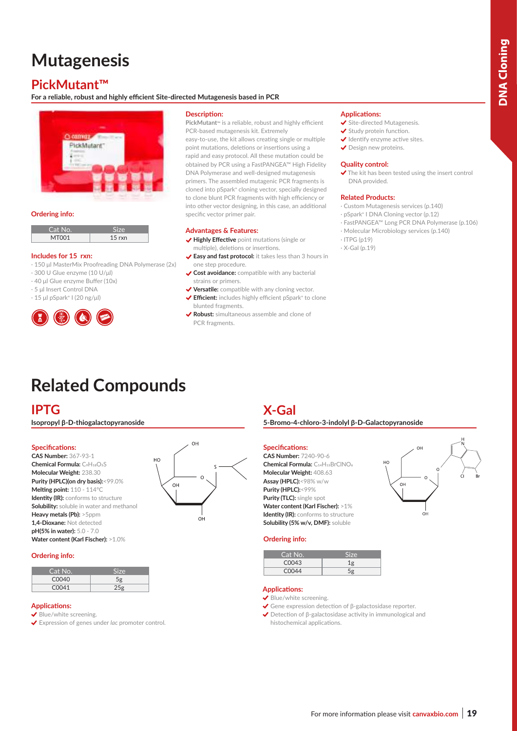# Mutagenesis

## PickMutant™

**For a reliable, robust and highly efficient Site-directed Mutagenesis based in PCR**

### Ordering info:

| Cat No. | Size |
|---|---|
| MT001 | 15 rxn |

### Includes for 15 rxn:

- 150 µl MasterMix Proofreading DNA Polymerase (2x)
- 300 U Glue enzyme (10 U/µl)
- 40 µl Glue enzyme Buffer (10x)
- 5 µl Insert Control DNA
- 15 µl pSpark® I (20 ng/µl)

### Description:

**PickMutant™** is a reliable, robust and highly efficient PCR-based mutagenesis kit. Extremely easy-to-use, the kit allows creating single or multiple point mutations, deletions or insertions using a rapid and easy protocol. All these mutation could be obtained by PCR using a FastPANGEA™ High Fidelity DNA Polymerase and well-designed mutagenesis primers. The assembled mutagenic PCR fragments is cloned into pSpark® cloning vector, specially designed to clone blunt PCR fragments with high efficiency or into other vector designing, in this case, an additional specific vector primer pair.

### Advantages & Features:

- ✔ **Highly Effective** point mutations (single or multiple), deletions or insertions.
- ✔ **Easy and fast protocol:** it takes less than 3 hours in one step procedure.
- ✔ **Cost avoidance:** compatible with any bacterial strains or primers.
- ✔ **Versatile:** compatible with any cloning vector.
- ✔ **Efficient:** includes highly efficient pSpark® to clone blunted fragments.
- ✔ **Robust:** simultaneous assemble and clone of PCR fragments.

### Applications:

- ✔ Site-directed Mutagenesis.
- ✔ Study protein function.
- ✔ Identify enzyme active sites.
- ✔ Design new proteins.

### Quality control:

- ✔ The kit has been tested using the insert control DNA provided.

### Related Products:

- Custom Mutagenesis services (p.140)
- pSpark® I DNA Cloning vector (p.12)
- FastPANGEA™ Long PCR DNA Polymerase (p.106)
- Molecular Microbiology services (p.140)
- ITPG (p19)
- X-Gal (p.19)

# Related Compounds

## IPTG

**Isopropyl β-D-thiogalactopyranoside**

### Specifications:

**CAS Number:** 367-93-1
**Chemical Formula:** $C_9H_{18}O_5S$
**Molecular Weight:** 238.30
**Purity (HPLC)(on dry basis):**<99.0%
**Melting point:** 110 - 114°C
**Identity (IR):** conforms to structure
**Solubility:** soluble in water and methanol
**Heavy metals (Pb):** >5ppm
**1,4-Dioxane:** Not detected
**pH(5% in water):** 5.0 - 7.0
**Water content (Karl Fischer):** >1.0%

### Ordering info:

| Cat No. | Size |
|---|---|
| C0040 | 5g |
| C0041 | 25g |

### Applications:

- ✔ Blue/white screening.
- ✔ Expression of genes under *lac* promoter control.

## X-Gal

**5-Bromo-4-chloro-3-indolyl β-D-Galactopyranoside**

### Specifications:

**CAS Number:** 7240-90-6
**Chemical Formula:** $C_{14}H_{15}BrClNO_6$
**Molecular Weight:** 408.63
**Assay (HPLC):**<98% w/w
**Purity (HPLC):**<99%
**Purity (TLC):** single spot
**Water content (Karl Fischer):** >1%
**Identity (IR):** conforms to structure
**Solubility (5% w/v, DMF):** soluble

### Ordering info:

| Cat No. | Size |
|---|---|
| C0043 | 1g |
| C0044 | 5g |

### Applications:

- ✔ Blue/white screening.
- ✔ Gene expression detection of β-galactosidase reporter.
- ✔ Detection of β-galactosidase activity in immunological and histochemical applications.